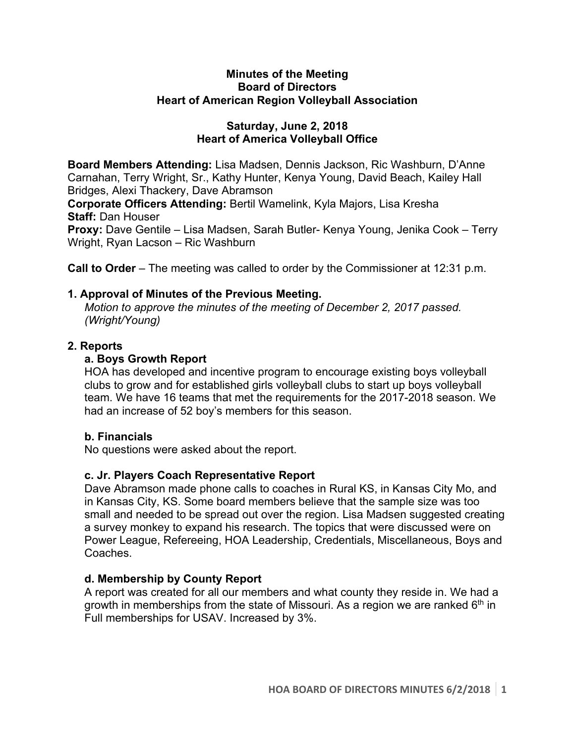**Minutes of the Meeting**
**Board of Directors**
**Heart of American Region Volleyball Association**

**Saturday, June 2, 2018**
**Heart of America Volleyball Office**

**Board Members Attending:** Lisa Madsen, Dennis Jackson, Ric Washburn, D'Anne Carnahan, Terry Wright, Sr., Kathy Hunter, Kenya Young, David Beach, Kailey Hall Bridges, Alexi Thackery, Dave Abramson
**Corporate Officers Attending:** Bertil Wamelink, Kyla Majors, Lisa Kresha
**Staff:** Dan Houser
**Proxy:** Dave Gentile – Lisa Madsen, Sarah Butler- Kenya Young, Jenika Cook – Terry Wright, Ryan Lacson – Ric Washburn

**Call to Order** – The meeting was called to order by the Commissioner at 12:31 p.m.

### 1. Approval of Minutes of the Previous Meeting.

*Motion to approve the minutes of the meeting of December 2, 2017 passed. (Wright/Young)*

### 2. Reports

#### a. Boys Growth Report

HOA has developed and incentive program to encourage existing boys volleyball clubs to grow and for established girls volleyball clubs to start up boys volleyball team. We have 16 teams that met the requirements for the 2017-2018 season. We had an increase of 52 boy's members for this season.

#### b. Financials

No questions were asked about the report.

#### c. Jr. Players Coach Representative Report

Dave Abramson made phone calls to coaches in Rural KS, in Kansas City Mo, and in Kansas City, KS. Some board members believe that the sample size was too small and needed to be spread out over the region. Lisa Madsen suggested creating a survey monkey to expand his research. The topics that were discussed were on Power League, Refereeing, HOA Leadership, Credentials, Miscellaneous, Boys and Coaches.

#### d. Membership by County Report

A report was created for all our members and what county they reside in. We had a growth in memberships from the state of Missouri. As a region we are ranked 6th in Full memberships for USAV. Increased by 3%.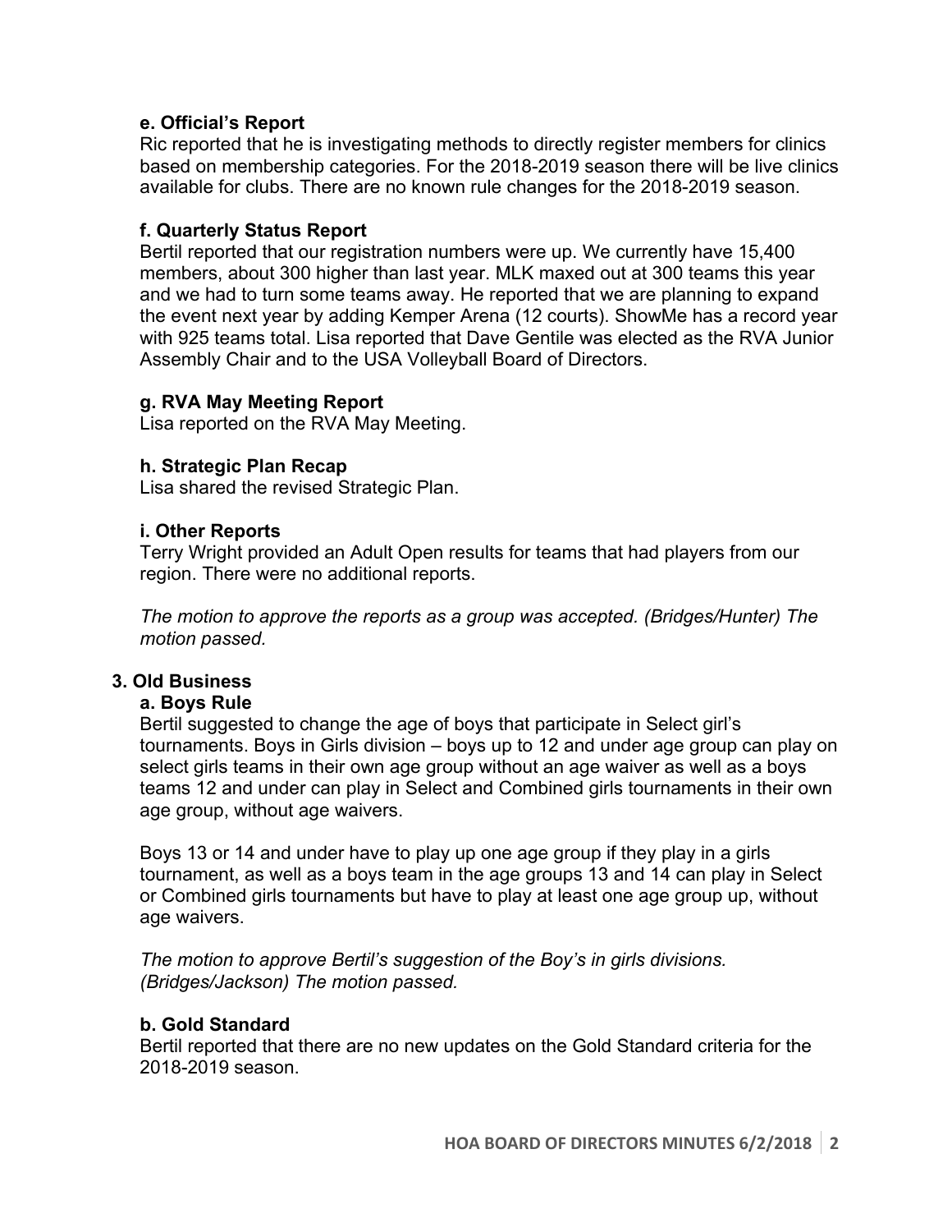### e. Official's Report

Ric reported that he is investigating methods to directly register members for clinics based on membership categories. For the 2018-2019 season there will be live clinics available for clubs. There are no known rule changes for the 2018-2019 season.

### f. Quarterly Status Report

Bertil reported that our registration numbers were up. We currently have 15,400 members, about 300 higher than last year. MLK maxed out at 300 teams this year and we had to turn some teams away. He reported that we are planning to expand the event next year by adding Kemper Arena (12 courts). ShowMe has a record year with 925 teams total. Lisa reported that Dave Gentile was elected as the RVA Junior Assembly Chair and to the USA Volleyball Board of Directors.

### g. RVA May Meeting Report

Lisa reported on the RVA May Meeting.

### h. Strategic Plan Recap

Lisa shared the revised Strategic Plan.

### i. Other Reports

Terry Wright provided an Adult Open results for teams that had players from our region. There were no additional reports.

*The motion to approve the reports as a group was accepted. (Bridges/Hunter) The motion passed.*

## 3. Old Business

### a. Boys Rule

Bertil suggested to change the age of boys that participate in Select girl's tournaments. Boys in Girls division – boys up to 12 and under age group can play on select girls teams in their own age group without an age waiver as well as a boys teams 12 and under can play in Select and Combined girls tournaments in their own age group, without age waivers.

Boys 13 or 14 and under have to play up one age group if they play in a girls tournament, as well as a boys team in the age groups 13 and 14 can play in Select or Combined girls tournaments but have to play at least one age group up, without age waivers.

*The motion to approve Bertil's suggestion of the Boy's in girls divisions. (Bridges/Jackson) The motion passed.*

### b. Gold Standard

Bertil reported that there are no new updates on the Gold Standard criteria for the 2018-2019 season.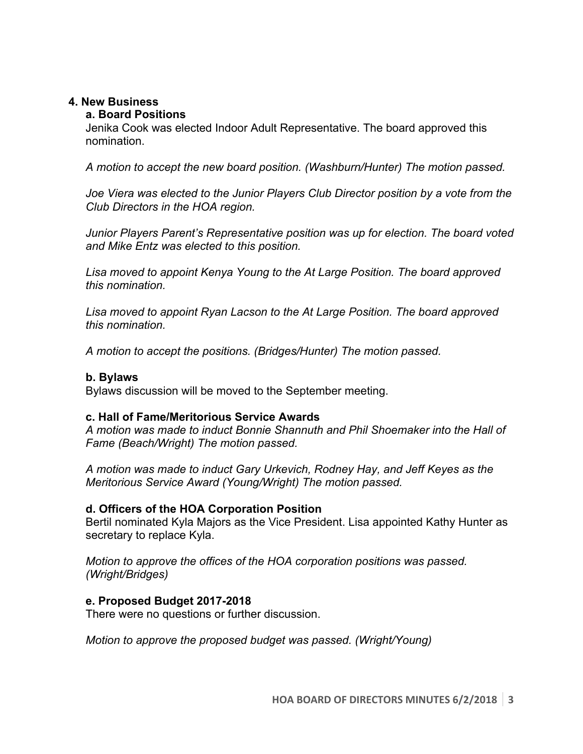## 4. New Business

### a. Board Positions

Jenika Cook was elected Indoor Adult Representative. The board approved this nomination.

*A motion to accept the new board position. (Washburn/Hunter) The motion passed.*

*Joe Viera was elected to the Junior Players Club Director position by a vote from the Club Directors in the HOA region.*

*Junior Players Parent's Representative position was up for election. The board voted and Mike Entz was elected to this position.*

*Lisa moved to appoint Kenya Young to the At Large Position. The board approved this nomination.*

*Lisa moved to appoint Ryan Lacson to the At Large Position. The board approved this nomination.*

*A motion to accept the positions. (Bridges/Hunter) The motion passed.*

### b. Bylaws

Bylaws discussion will be moved to the September meeting.

### c. Hall of Fame/Meritorious Service Awards

*A motion was made to induct Bonnie Shannuth and Phil Shoemaker into the Hall of Fame (Beach/Wright) The motion passed.*

*A motion was made to induct Gary Urkevich, Rodney Hay, and Jeff Keyes as the Meritorious Service Award (Young/Wright) The motion passed.*

### d. Officers of the HOA Corporation Position

Bertil nominated Kyla Majors as the Vice President. Lisa appointed Kathy Hunter as secretary to replace Kyla.

*Motion to approve the offices of the HOA corporation positions was passed. (Wright/Bridges)*

### e. Proposed Budget 2017-2018

There were no questions or further discussion.

*Motion to approve the proposed budget was passed. (Wright/Young)*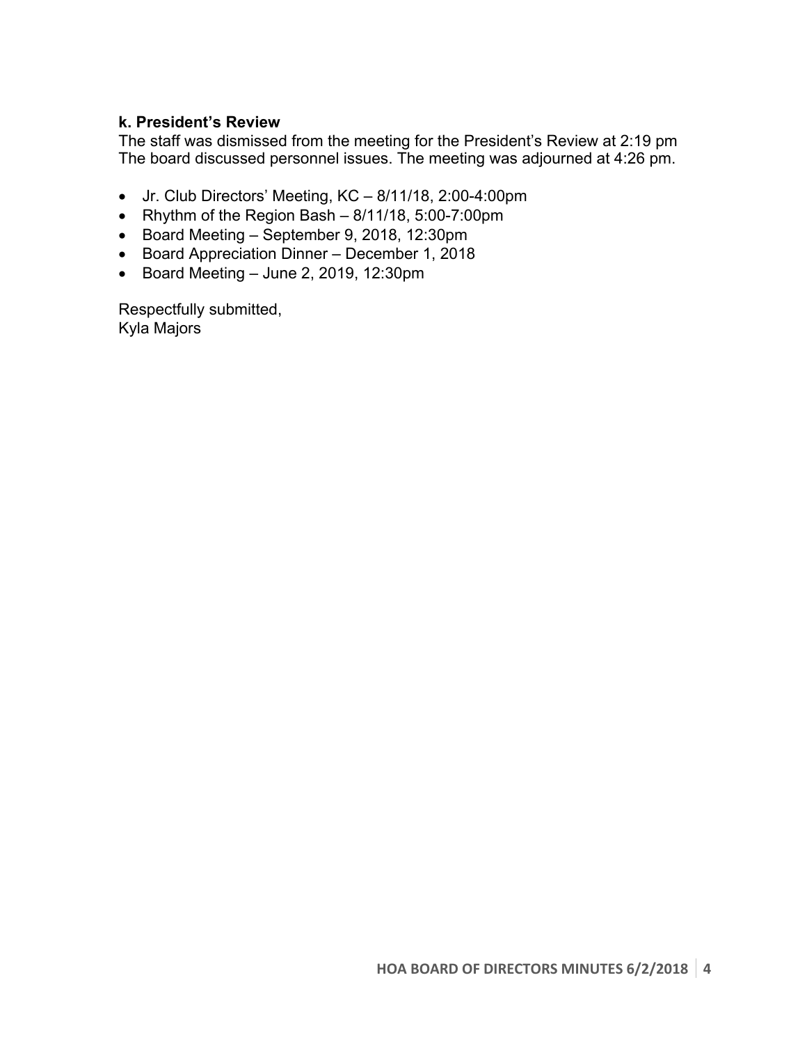**k. President's Review**

The staff was dismissed from the meeting for the President's Review at 2:19 pm
The board discussed personnel issues. The meeting was adjourned at 4:26 pm.

- Jr. Club Directors' Meeting, KC – 8/11/18, 2:00-4:00pm
- Rhythm of the Region Bash – 8/11/18, 5:00-7:00pm
- Board Meeting – September 9, 2018, 12:30pm
- Board Appreciation Dinner – December 1, 2018
- Board Meeting – June 2, 2019, 12:30pm

Respectfully submitted,
Kyla Majors